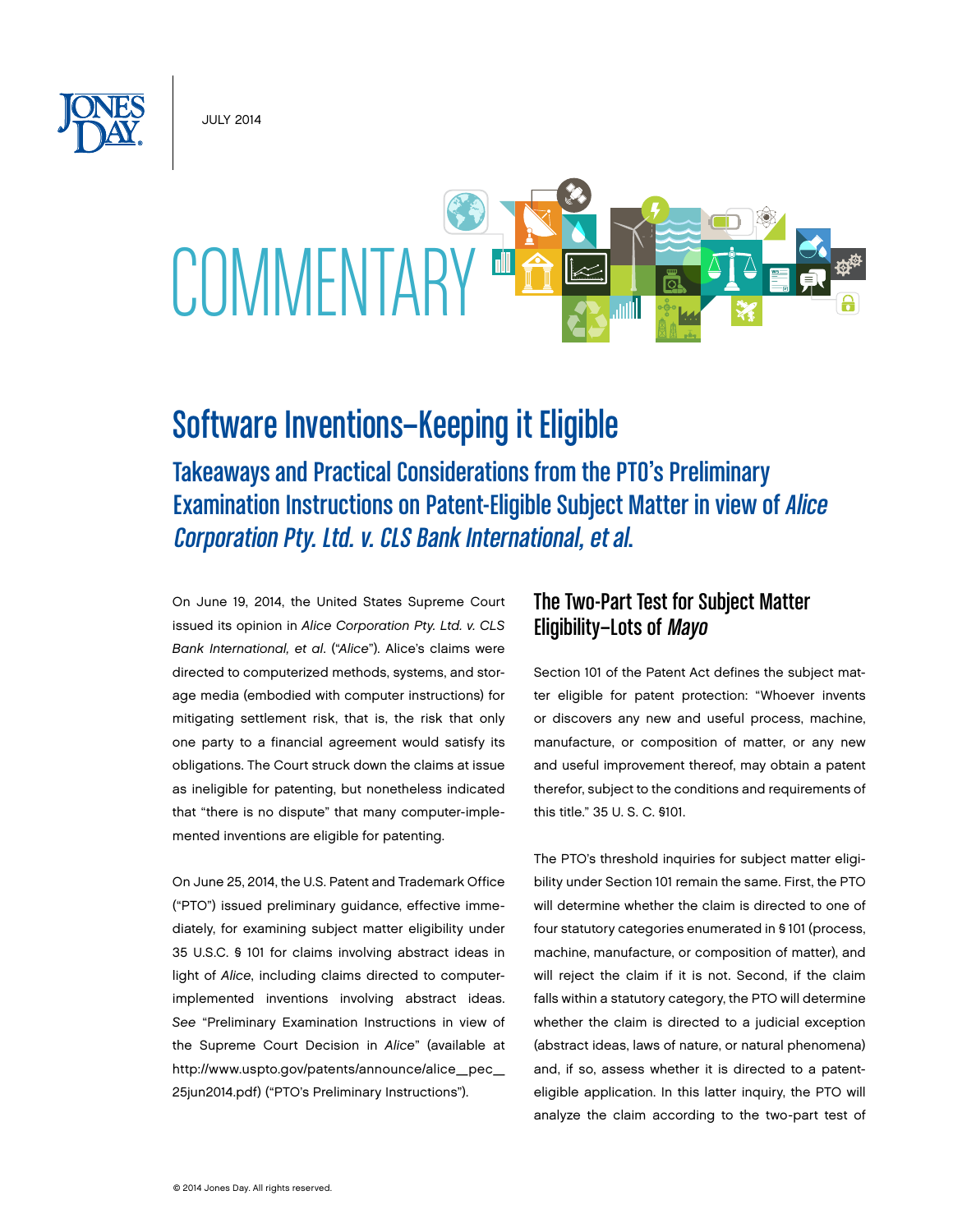JULY 2014

# COMMENTARY

# Software Inventions–Keeping it Eligible

## Takeaways and Practical Considerations from the PTO's Preliminary Examination Instructions on Patent-Eligible Subject Matter in view of *Alice Corporation Pty. Ltd. v. CLS Bank International, et al.*

On June 19, 2014, the United States Supreme Court issued its opinion in *Alice Corporation Pty. Ltd. v. CLS Bank International, et al*. ("*Alice*"). Alice's claims were directed to computerized methods, systems, and storage media (embodied with computer instructions) for mitigating settlement risk, that is, the risk that only one party to a financial agreement would satisfy its obligations. The Court struck down the claims at issue as ineligible for patenting, but nonetheless indicated that "there is no dispute" that many computer-implemented inventions are eligible for patenting.

On June 25, 2014, the U.S. Patent and Trademark Office ("PTO") issued preliminary guidance, effective immediately, for examining subject matter eligibility under 35 U.S.C. § 101 for claims involving abstract ideas in light of *Alice*, including claims directed to computer-implemented inventions involving abstract ideas. *See* "Preliminary Examination Instructions in view of the Supreme Court Decision in *Alice*" (available at http://www.uspto.gov/patents/announce/alice_pec_25jun2014.pdf) ("PTO's Preliminary Instructions").

### The Two-Part Test for Subject Matter Eligibility–Lots of *Mayo*

Section 101 of the Patent Act defines the subject matter eligible for patent protection: "Whoever invents or discovers any new and useful process, machine, manufacture, or composition of matter, or any new and useful improvement thereof, may obtain a patent therefor, subject to the conditions and requirements of this title." 35 U. S. C. §101.

The PTO's threshold inquiries for subject matter eligibility under Section 101 remain the same. First, the PTO will determine whether the claim is directed to one of four statutory categories enumerated in § 101 (process, machine, manufacture, or composition of matter), and will reject the claim if it is not. Second, if the claim falls within a statutory category, the PTO will determine whether the claim is directed to a judicial exception (abstract ideas, laws of nature, or natural phenomena) and, if so, assess whether it is directed to a patent-eligible application. In this latter inquiry, the PTO will analyze the claim according to the two-part test of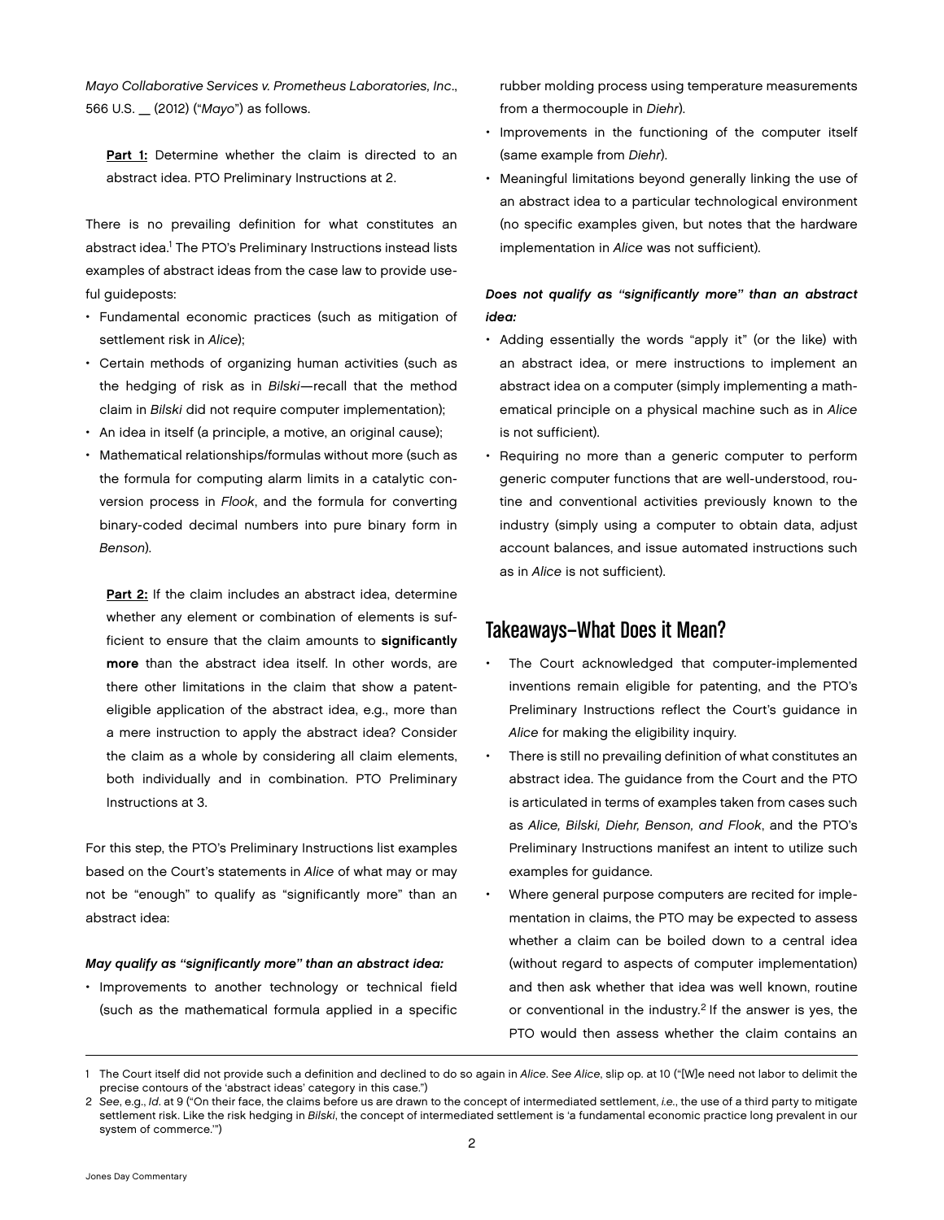*Mayo Collaborative Services v. Prometheus Laboratories, Inc.*, 566 U.S. __ (2012) ("*Mayo*") as follows.

> **Part 1:** Determine whether the claim is directed to an abstract idea. PTO Preliminary Instructions at 2.

There is no prevailing definition for what constitutes an abstract idea.[1] The PTO's Preliminary Instructions instead lists examples of abstract ideas from the case law to provide useful guideposts:

- Fundamental economic practices (such as mitigation of settlement risk in *Alice*);
- Certain methods of organizing human activities (such as the hedging of risk as in *Bilski*—recall that the method claim in *Bilski* did not require computer implementation);
- An idea in itself (a principle, a motive, an original cause);
- Mathematical relationships/formulas without more (such as the formula for computing alarm limits in a catalytic conversion process in *Flook*, and the formula for converting binary-coded decimal numbers into pure binary form in *Benson*).

> **Part 2:** If the claim includes an abstract idea, determine whether any element or combination of elements is sufficient to ensure that the claim amounts to **significantly more** than the abstract idea itself. In other words, are there other limitations in the claim that show a patent-eligible application of the abstract idea, e.g., more than a mere instruction to apply the abstract idea? Consider the claim as a whole by considering all claim elements, both individually and in combination. PTO Preliminary Instructions at 3.

For this step, the PTO's Preliminary Instructions list examples based on the Court's statements in *Alice* of what may or may not be "enough" to qualify as "significantly more" than an abstract idea:

***May qualify as "significantly more" than an abstract idea:***

- Improvements to another technology or technical field (such as the mathematical formula applied in a specific rubber molding process using temperature measurements from a thermocouple in *Diehr*).
- Improvements in the functioning of the computer itself (same example from *Diehr*).
- Meaningful limitations beyond generally linking the use of an abstract idea to a particular technological environment (no specific examples given, but notes that the hardware implementation in *Alice* was not sufficient).

***Does not qualify as "significantly more" than an abstract idea:***

- Adding essentially the words "apply it" (or the like) with an abstract idea, or mere instructions to implement an abstract idea on a computer (simply implementing a mathematical principle on a physical machine such as in *Alice* is not sufficient).
- Requiring no more than a generic computer to perform generic computer functions that are well-understood, routine and conventional activities previously known to the industry (simply using a computer to obtain data, adjust account balances, and issue automated instructions such as in *Alice* is not sufficient).

## Takeaways–What Does it Mean?

- The Court acknowledged that computer-implemented inventions remain eligible for patenting, and the PTO's Preliminary Instructions reflect the Court's guidance in *Alice* for making the eligibility inquiry.
- There is still no prevailing definition of what constitutes an abstract idea. The guidance from the Court and the PTO is articulated in terms of examples taken from cases such as *Alice, Bilski, Diehr, Benson, and Flook*, and the PTO's Preliminary Instructions manifest an intent to utilize such examples for guidance.
- Where general purpose computers are recited for implementation in claims, the PTO may be expected to assess whether a claim can be boiled down to a central idea (without regard to aspects of computer implementation) and then ask whether that idea was well known, routine or conventional in the industry.[2] If the answer is yes, the PTO would then assess whether the claim contains an

---

1 The Court itself did not provide such a definition and declined to do so again in *Alice*. *See Alice*, slip op. at 10 ("[W]e need not labor to delimit the precise contours of the 'abstract ideas' category in this case.")

2 *See*, e.g., *Id.* at 9 ("On their face, the claims before us are drawn to the concept of intermediated settlement, *i.e.*, the use of a third party to mitigate settlement risk. Like the risk hedging in *Bilski*, the concept of intermediated settlement is 'a fundamental economic practice long prevalent in our system of commerce.'")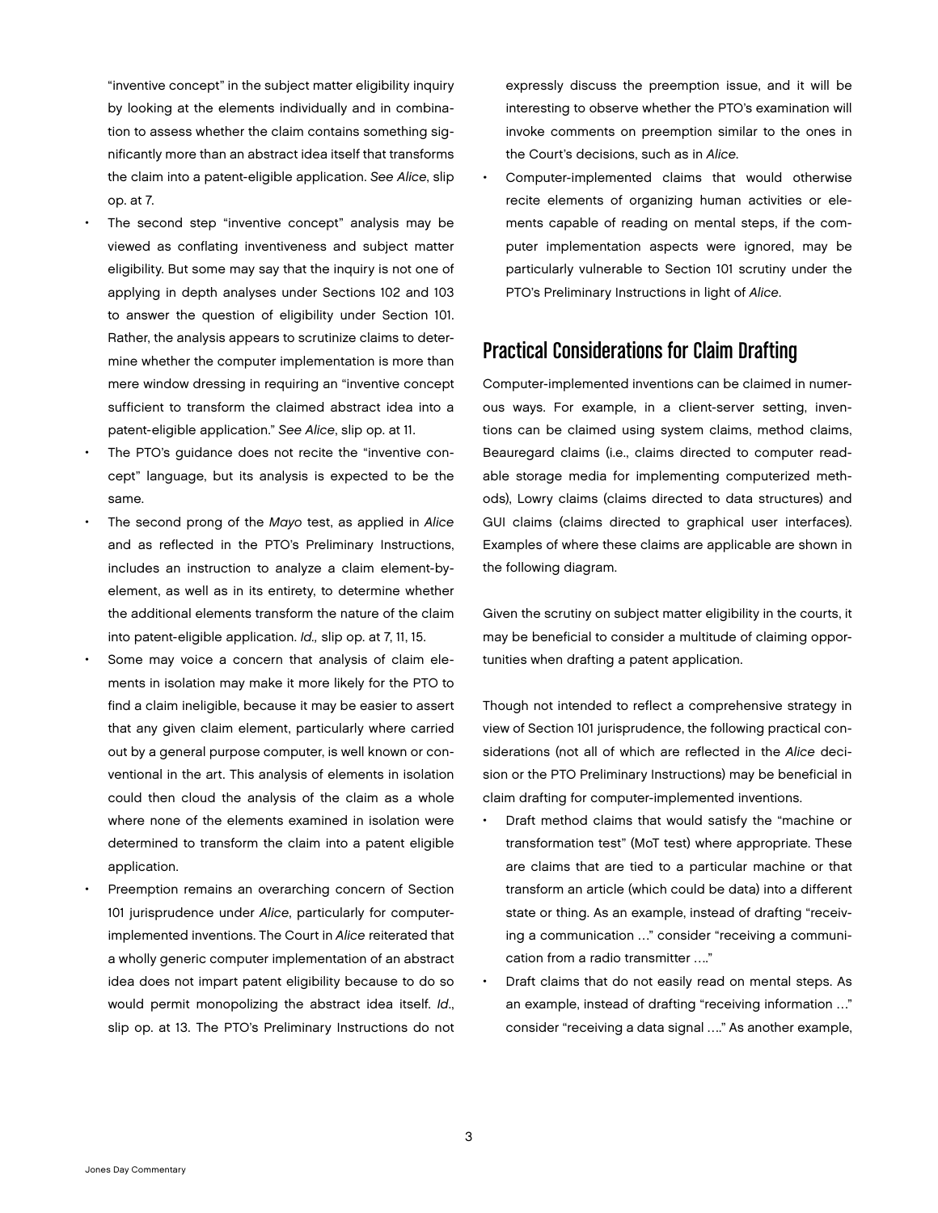"inventive concept" in the subject matter eligibility inquiry by looking at the elements individually and in combination to assess whether the claim contains something significantly more than an abstract idea itself that transforms the claim into a patent-eligible application. *See Alice*, slip op. at 7.

- The second step "inventive concept" analysis may be viewed as conflating inventiveness and subject matter eligibility. But some may say that the inquiry is not one of applying in depth analyses under Sections 102 and 103 to answer the question of eligibility under Section 101. Rather, the analysis appears to scrutinize claims to determine whether the computer implementation is more than mere window dressing in requiring an "inventive concept sufficient to transform the claimed abstract idea into a patent-eligible application." *See Alice*, slip op. at 11.
- The PTO's guidance does not recite the "inventive concept" language, but its analysis is expected to be the same.
- The second prong of the *Mayo* test, as applied in *Alice* and as reflected in the PTO's Preliminary Instructions, includes an instruction to analyze a claim element-by-element, as well as in its entirety, to determine whether the additional elements transform the nature of the claim into patent-eligible application. *Id.,* slip op. at 7, 11, 15.
- Some may voice a concern that analysis of claim elements in isolation may make it more likely for the PTO to find a claim ineligible, because it may be easier to assert that any given claim element, particularly where carried out by a general purpose computer, is well known or conventional in the art. This analysis of elements in isolation could then cloud the analysis of the claim as a whole where none of the elements examined in isolation were determined to transform the claim into a patent eligible application.
- Preemption remains an overarching concern of Section 101 jurisprudence under *Alice*, particularly for computer-implemented inventions. The Court in *Alice* reiterated that a wholly generic computer implementation of an abstract idea does not impart patent eligibility because to do so would permit monopolizing the abstract idea itself. *Id*., slip op. at 13. The PTO's Preliminary Instructions do not expressly discuss the preemption issue, and it will be interesting to observe whether the PTO's examination will invoke comments on preemption similar to the ones in the Court's decisions, such as in *Alice*.
- Computer-implemented claims that would otherwise recite elements of organizing human activities or elements capable of reading on mental steps, if the computer implementation aspects were ignored, may be particularly vulnerable to Section 101 scrutiny under the PTO's Preliminary Instructions in light of *Alice*.

## Practical Considerations for Claim Drafting

Computer-implemented inventions can be claimed in numerous ways. For example, in a client-server setting, inventions can be claimed using system claims, method claims, Beauregard claims (i.e., claims directed to computer readable storage media for implementing computerized methods), Lowry claims (claims directed to data structures) and GUI claims (claims directed to graphical user interfaces). Examples of where these claims are applicable are shown in the following diagram.

Given the scrutiny on subject matter eligibility in the courts, it may be beneficial to consider a multitude of claiming opportunities when drafting a patent application.

Though not intended to reflect a comprehensive strategy in view of Section 101 jurisprudence, the following practical considerations (not all of which are reflected in the *Alice* decision or the PTO Preliminary Instructions) may be beneficial in claim drafting for computer-implemented inventions.

- Draft method claims that would satisfy the "machine or transformation test" (MoT test) where appropriate. These are claims that are tied to a particular machine or that transform an article (which could be data) into a different state or thing. As an example, instead of drafting "receiving a communication …" consider "receiving a communication from a radio transmitter …."
- Draft claims that do not easily read on mental steps. As an example, instead of drafting "receiving information …" consider "receiving a data signal …." As another example,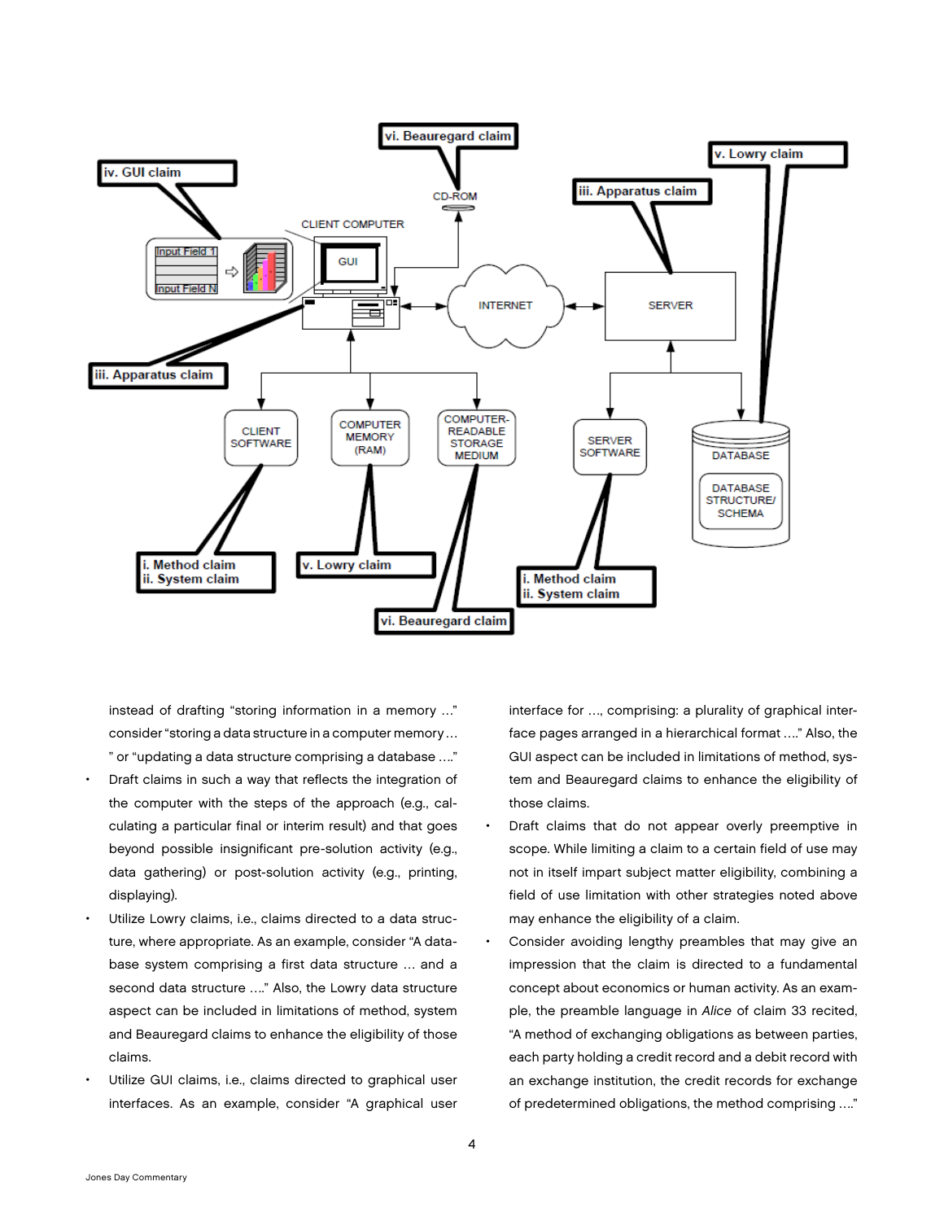instead of drafting "storing information in a memory …" consider "storing a data structure in a computer memory … " or "updating a data structure comprising a database …."

- Draft claims in such a way that reflects the integration of the computer with the steps of the approach (e.g., calculating a particular final or interim result) and that goes beyond possible insignificant pre-solution activity (e.g., data gathering) or post-solution activity (e.g., printing, displaying).
- Utilize Lowry claims, i.e., claims directed to a data structure, where appropriate. As an example, consider "A database system comprising a first data structure … and a second data structure …." Also, the Lowry data structure aspect can be included in limitations of method, system and Beauregard claims to enhance the eligibility of those claims.
- Utilize GUI claims, i.e., claims directed to graphical user interfaces. As an example, consider "A graphical user interface for …, comprising: a plurality of graphical interface pages arranged in a hierarchical format …." Also, the GUI aspect can be included in limitations of method, system and Beauregard claims to enhance the eligibility of those claims.
- Draft claims that do not appear overly preemptive in scope. While limiting a claim to a certain field of use may not in itself impart subject matter eligibility, combining a field of use limitation with other strategies noted above may enhance the eligibility of a claim.
- Consider avoiding lengthy preambles that may give an impression that the claim is directed to a fundamental concept about economics or human activity. As an example, the preamble language in *Alice* of claim 33 recited, "A method of exchanging obligations as between parties, each party holding a credit record and a debit record with an exchange institution, the credit records for exchange of predetermined obligations, the method comprising …."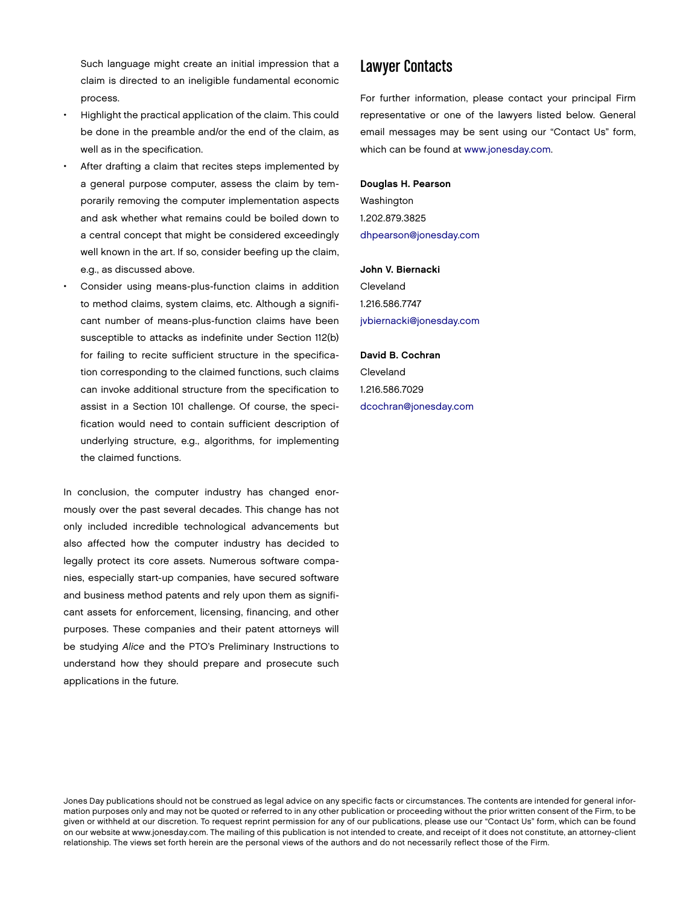Such language might create an initial impression that a claim is directed to an ineligible fundamental economic process.

- Highlight the practical application of the claim. This could be done in the preamble and/or the end of the claim, as well as in the specification.
- After drafting a claim that recites steps implemented by a general purpose computer, assess the claim by temporarily removing the computer implementation aspects and ask whether what remains could be boiled down to a central concept that might be considered exceedingly well known in the art. If so, consider beefing up the claim, e.g., as discussed above.
- Consider using means-plus-function claims in addition to method claims, system claims, etc. Although a significant number of means-plus-function claims have been susceptible to attacks as indefinite under Section 112(b) for failing to recite sufficient structure in the specification corresponding to the claimed functions, such claims can invoke additional structure from the specification to assist in a Section 101 challenge. Of course, the specification would need to contain sufficient description of underlying structure, e.g., algorithms, for implementing the claimed functions.

In conclusion, the computer industry has changed enormously over the past several decades. This change has not only included incredible technological advancements but also affected how the computer industry has decided to legally protect its core assets. Numerous software companies, especially start-up companies, have secured software and business method patents and rely upon them as significant assets for enforcement, licensing, financing, and other purposes. These companies and their patent attorneys will be studying *Alice* and the PTO's Preliminary Instructions to understand how they should prepare and prosecute such applications in the future.

## Lawyer Contacts

For further information, please contact your principal Firm representative or one of the lawyers listed below. General email messages may be sent using our "Contact Us" form, which can be found at www.jonesday.com.

**Douglas H. Pearson**
Washington
1.202.879.3825
dhpearson@jonesday.com

**John V. Biernacki**
Cleveland
1.216.586.7747
jvbiernacki@jonesday.com

**David B. Cochran**
Cleveland
1.216.586.7029
dcochran@jonesday.com

Jones Day publications should not be construed as legal advice on any specific facts or circumstances. The contents are intended for general information purposes only and may not be quoted or referred to in any other publication or proceeding without the prior written consent of the Firm, to be given or withheld at our discretion. To request reprint permission for any of our publications, please use our "Contact Us" form, which can be found on our website at www.jonesday.com. The mailing of this publication is not intended to create, and receipt of it does not constitute, an attorney-client relationship. The views set forth herein are the personal views of the authors and do not necessarily reflect those of the Firm.